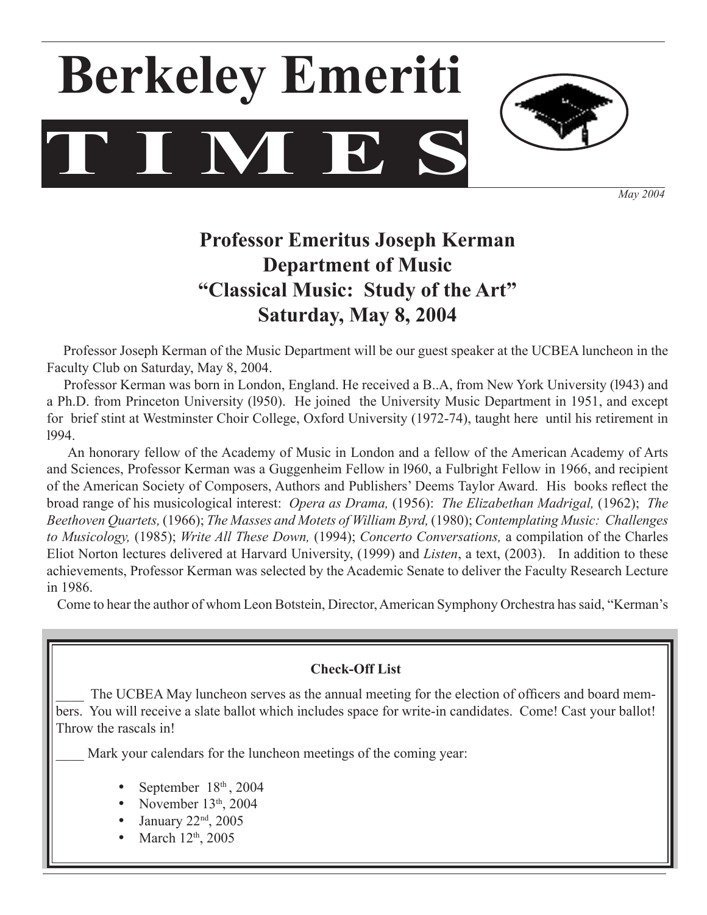# Berkeley Emeriti TIMES

*May 2004*

## Professor Emeritus Joseph Kerman
## Department of Music
## "Classical Music: Study of the Art"
## Saturday, May 8, 2004

Professor Joseph Kerman of the Music Department will be our guest speaker at the UCBEA luncheon in the Faculty Club on Saturday, May 8, 2004.

Professor Kerman was born in London, England. He received a B..A, from New York University (l943) and a Ph.D. from Princeton University (l950). He joined the University Music Department in 1951, and except for brief stint at Westminster Choir College, Oxford University (1972-74), taught here until his retirement in l994.

An honorary fellow of the Academy of Music in London and a fellow of the American Academy of Arts and Sciences, Professor Kerman was a Guggenheim Fellow in l960, a Fulbright Fellow in 1966, and recipient of the American Society of Composers, Authors and Publishers' Deems Taylor Award. His books reflect the broad range of his musicological interest: *Opera as Drama,* (1956): *The Elizabethan Madrigal,* (1962); *The Beethoven Quartets,* (1966); *The Masses and Motets of William Byrd,* (1980); *Contemplating Music: Challenges to Musicology,* (1985); *Write All These Down,* (1994); *Concerto Conversations,* a compilation of the Charles Eliot Norton lectures delivered at Harvard University, (1999) and *Listen*, a text, (2003). In addition to these achievements, Professor Kerman was selected by the Academic Senate to deliver the Faculty Research Lecture in 1986.

Come to hear the author of whom Leon Botstein, Director, American Symphony Orchestra has said, "Kerman's

**Check-Off List**

____ The UCBEA May luncheon serves as the annual meeting for the election of officers and board members. You will receive a slate ballot which includes space for write-in candidates. Come! Cast your ballot! Throw the rascals in!

____ Mark your calendars for the luncheon meetings of the coming year:

- September 18th, 2004
- November 13th, 2004
- January 22nd, 2005
- March 12th, 2005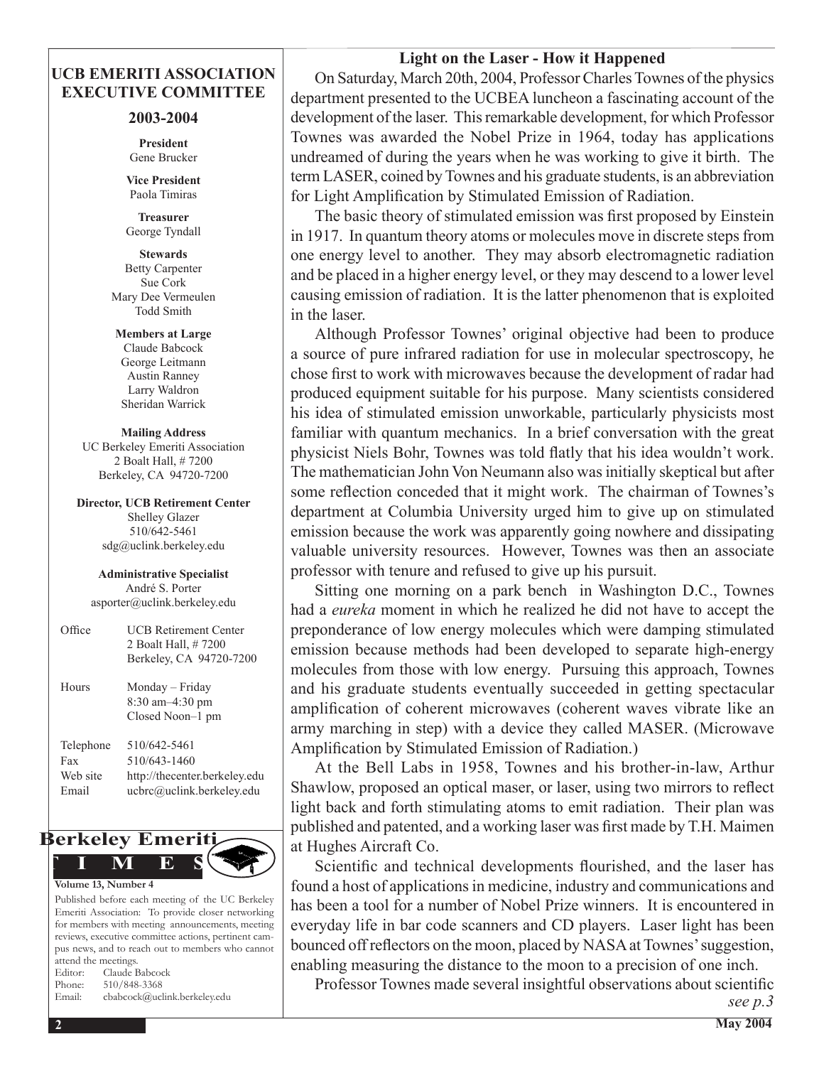## UCB EMERITI ASSOCIATION EXECUTIVE COMMITTEE

### 2003-2004

**President**
Gene Brucker

**Vice President**
Paola Timiras

**Treasurer**
George Tyndall

**Stewards**
Betty Carpenter
Sue Cork
Mary Dee Vermeulen
Todd Smith

**Members at Large**
Claude Babcock
George Leitmann
Austin Ranney
Larry Waldron
Sheridan Warrick

**Mailing Address**
UC Berkeley Emeriti Association
2 Boalt Hall, # 7200
Berkeley, CA 94720-7200

**Director, UCB Retirement Center**
Shelley Glazer
510/642-5461
sdg@uclink.berkeley.edu

**Administrative Specialist**
André S. Porter
asporter@uclink.berkeley.edu

| | |
|---|---|
| Office | UCB Retirement Center<br>2 Boalt Hall, # 7200<br>Berkeley, CA 94720-7200 |
| Hours | Monday – Friday<br>8:30 am–4:30 pm<br>Closed Noon–1 pm |
| Telephone | 510/642-5461 |
| Fax | 510/643-1460 |
| Web site | http://thecenter.berkeley.edu |
| Email | ucbrc@uclink.berkeley.edu |

**Berkeley Emeriti TIMES**

**Volume 13, Number 4**

Published before each meeting of the UC Berkeley Emeriti Association: To provide closer networking for members with meeting announcements, meeting reviews, executive committee actions, pertinent campus news, and to reach out to members who cannot attend the meetings.

Editor: Claude Babcock
Phone: 510/848-3368
Email: cbabcock@uclink.berkeley.edu

## Light on the Laser - How it Happened

On Saturday, March 20th, 2004, Professor Charles Townes of the physics department presented to the UCBEA luncheon a fascinating account of the development of the laser. This remarkable development, for which Professor Townes was awarded the Nobel Prize in 1964, today has applications undreamed of during the years when he was working to give it birth. The term LASER, coined by Townes and his graduate students, is an abbreviation for Light Amplification by Stimulated Emission of Radiation.

The basic theory of stimulated emission was first proposed by Einstein in 1917. In quantum theory atoms or molecules move in discrete steps from one energy level to another. They may absorb electromagnetic radiation and be placed in a higher energy level, or they may descend to a lower level causing emission of radiation. It is the latter phenomenon that is exploited in the laser.

Although Professor Townes' original objective had been to produce a source of pure infrared radiation for use in molecular spectroscopy, he chose first to work with microwaves because the development of radar had produced equipment suitable for his purpose. Many scientists considered his idea of stimulated emission unworkable, particularly physicists most familiar with quantum mechanics. In a brief conversation with the great physicist Niels Bohr, Townes was told flatly that his idea wouldn't work. The mathematician John Von Neumann also was initially skeptical but after some reflection conceded that it might work. The chairman of Townes's department at Columbia University urged him to give up on stimulated emission because the work was apparently going nowhere and dissipating valuable university resources. However, Townes was then an associate professor with tenure and refused to give up his pursuit.

Sitting one morning on a park bench in Washington D.C., Townes had a *eureka* moment in which he realized he did not have to accept the preponderance of low energy molecules which were damping stimulated emission because methods had been developed to separate high-energy molecules from those with low energy. Pursuing this approach, Townes and his graduate students eventually succeeded in getting spectacular amplification of coherent microwaves (coherent waves vibrate like an army marching in step) with a device they called MASER. (Microwave Amplification by Stimulated Emission of Radiation.)

At the Bell Labs in 1958, Townes and his brother-in-law, Arthur Shawlow, proposed an optical maser, or laser, using two mirrors to reflect light back and forth stimulating atoms to emit radiation. Their plan was published and patented, and a working laser was first made by T.H. Maimen at Hughes Aircraft Co.

Scientific and technical developments flourished, and the laser has found a host of applications in medicine, industry and communications and has been a tool for a number of Nobel Prize winners. It is encountered in everyday life in bar code scanners and CD players. Laser light has been bounced off reflectors on the moon, placed by NASA at Townes' suggestion, enabling measuring the distance to the moon to a precision of one inch.

Professor Townes made several insightful observations about scientific

*see p.3*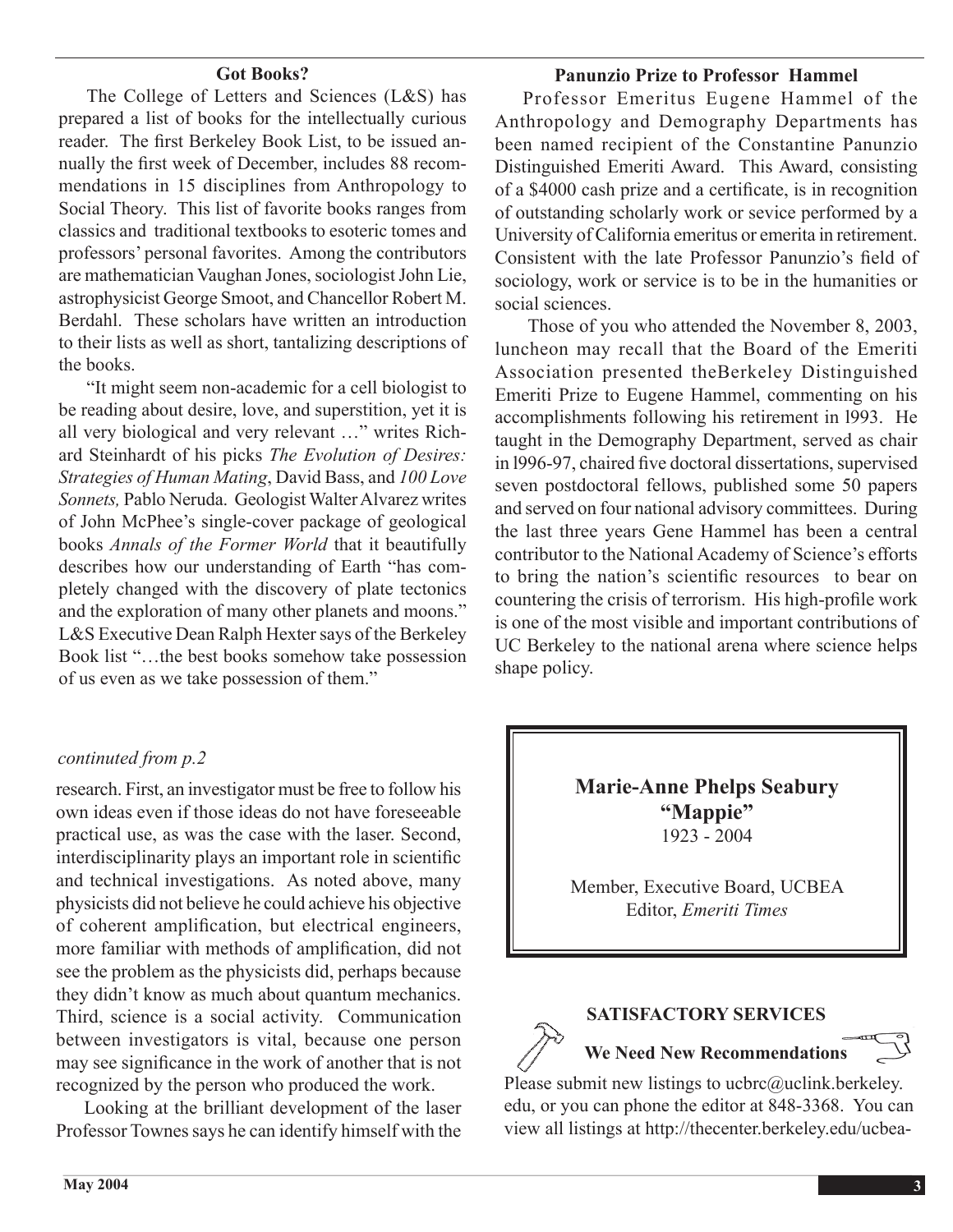## Got Books?

The College of Letters and Sciences (L&S) has prepared a list of books for the intellectually curious reader. The first Berkeley Book List, to be issued annually the first week of December, includes 88 recommendations in 15 disciplines from Anthropology to Social Theory. This list of favorite books ranges from classics and traditional textbooks to esoteric tomes and professors' personal favorites. Among the contributors are mathematician Vaughan Jones, sociologist John Lie, astrophysicist George Smoot, and Chancellor Robert M. Berdahl. These scholars have written an introduction to their lists as well as short, tantalizing descriptions of the books.

"It might seem non-academic for a cell biologist to be reading about desire, love, and superstition, yet it is all very biological and very relevant …" writes Richard Steinhardt of his picks *The Evolution of Desires: Strategies of Human Mating*, David Bass, and *100 Love Sonnets,* Pablo Neruda. Geologist Walter Alvarez writes of John McPhee's single-cover package of geological books *Annals of the Former World* that it beautifully describes how our understanding of Earth "has completely changed with the discovery of plate tectonics and the exploration of many other planets and moons." L&S Executive Dean Ralph Hexter says of the Berkeley Book list "…the best books somehow take possession of us even as we take possession of them."

*continuted from p.2*

research. First, an investigator must be free to follow his own ideas even if those ideas do not have foreseeable practical use, as was the case with the laser. Second, interdisciplinarity plays an important role in scientific and technical investigations. As noted above, many physicists did not believe he could achieve his objective of coherent amplification, but electrical engineers, more familiar with methods of amplification, did not see the problem as the physicists did, perhaps because they didn't know as much about quantum mechanics. Third, science is a social activity. Communication between investigators is vital, because one person may see significance in the work of another that is not recognized by the person who produced the work.

Looking at the brilliant development of the laser Professor Townes says he can identify himself with the

## Panunzio Prize to Professor Hammel

Professor Emeritus Eugene Hammel of the Anthropology and Demography Departments has been named recipient of the Constantine Panunzio Distinguished Emeriti Award. This Award, consisting of a $4000 cash prize and a certificate, is in recognition of outstanding scholarly work or sevice performed by a University of California emeritus or emerita in retirement. Consistent with the late Professor Panunzio's field of sociology, work or service is to be in the humanities or social sciences.

Those of you who attended the November 8, 2003, luncheon may recall that the Board of the Emeriti Association presented theBerkeley Distinguished Emeriti Prize to Eugene Hammel, commenting on his accomplishments following his retirement in l993. He taught in the Demography Department, served as chair in l996-97, chaired five doctoral dissertations, supervised seven postdoctoral fellows, published some 50 papers and served on four national advisory committees. During the last three years Gene Hammel has been a central contributor to the National Academy of Science's efforts to bring the nation's scientific resources to bear on countering the crisis of terrorism. His high-profile work is one of the most visible and important contributions of UC Berkeley to the national arena where science helps shape policy.

**Marie-Anne Phelps Seabury**
**"Mappie"**
1923 - 2004

Member, Executive Board, UCBEA
Editor, *Emeriti Times*

## SATISFACTORY SERVICES

**We Need New Recommendations**

Please submit new listings to ucbrc@uclink.berkeley.edu, or you can phone the editor at 848-3368. You can view all listings at http://thecenter.berkeley.edu/ucbea-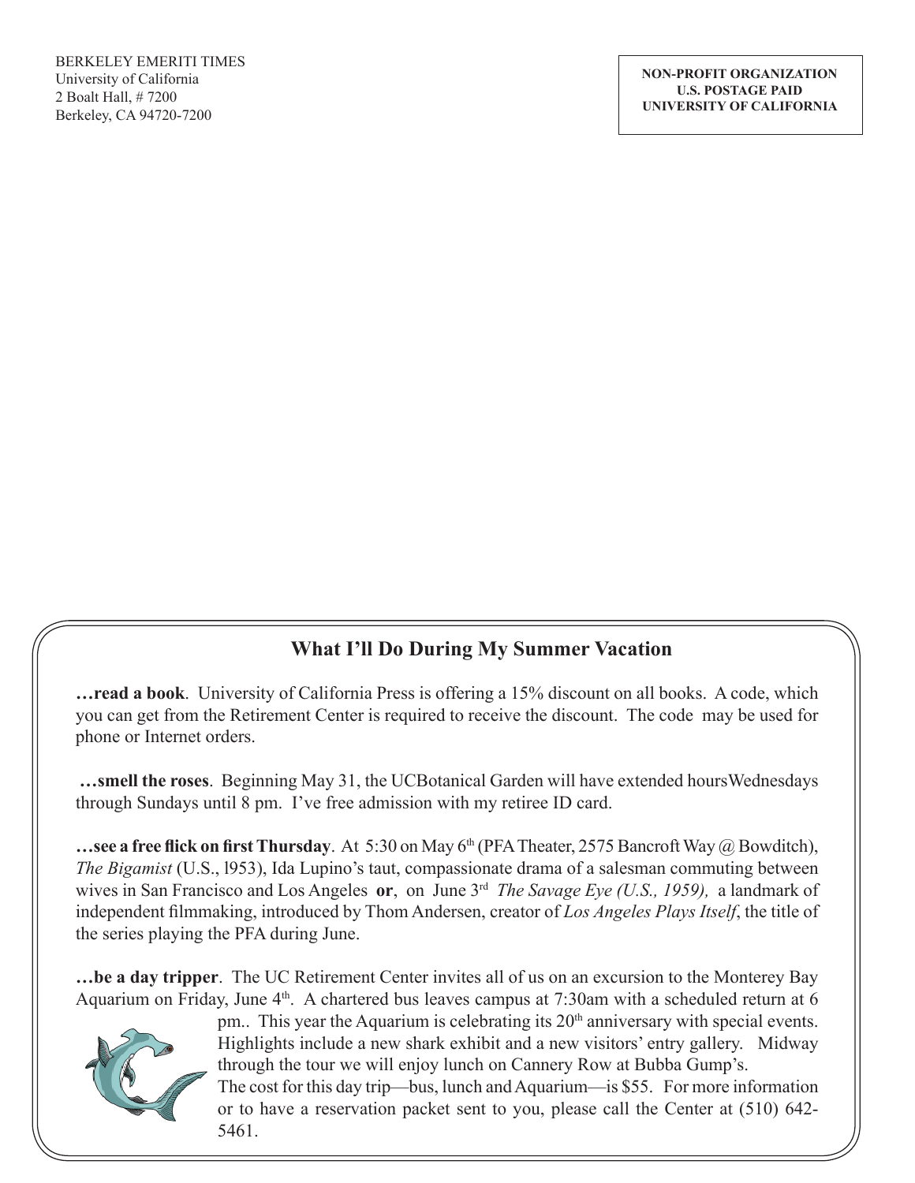BERKELEY EMERITI TIMES
University of California
2 Boalt Hall, # 7200
Berkeley, CA 94720-7200

**NON-PROFIT ORGANIZATION**
**U.S. POSTAGE PAID**
**UNIVERSITY OF CALIFORNIA**

## What I'll Do During My Summer Vacation

**…read a book**. University of California Press is offering a 15% discount on all books. A code, which you can get from the Retirement Center is required to receive the discount. The code may be used for phone or Internet orders.

**…smell the roses**. Beginning May 31, the UCBotanical Garden will have extended hoursWednesdays through Sundays until 8 pm. I've free admission with my retiree ID card.

**…see a free flick on first Thursday**. At 5:30 on May 6th (PFA Theater, 2575 Bancroft Way @ Bowditch), *The Bigamist* (U.S., l953), Ida Lupino's taut, compassionate drama of a salesman commuting between wives in San Francisco and Los Angeles **or**, on June 3rd *The Savage Eye (U.S., 1959),* a landmark of independent filmmaking, introduced by Thom Andersen, creator of *Los Angeles Plays Itself*, the title of the series playing the PFA during June.

**…be a day tripper**. The UC Retirement Center invites all of us on an excursion to the Monterey Bay Aquarium on Friday, June 4th. A chartered bus leaves campus at 7:30am with a scheduled return at 6 pm.. This year the Aquarium is celebrating its 20th anniversary with special events. Highlights include a new shark exhibit and a new visitors' entry gallery. Midway through the tour we will enjoy lunch on Cannery Row at Bubba Gump's.
The cost for this day trip—bus, lunch and Aquarium—is $55. For more information or to have a reservation packet sent to you, please call the Center at (510) 642-5461.